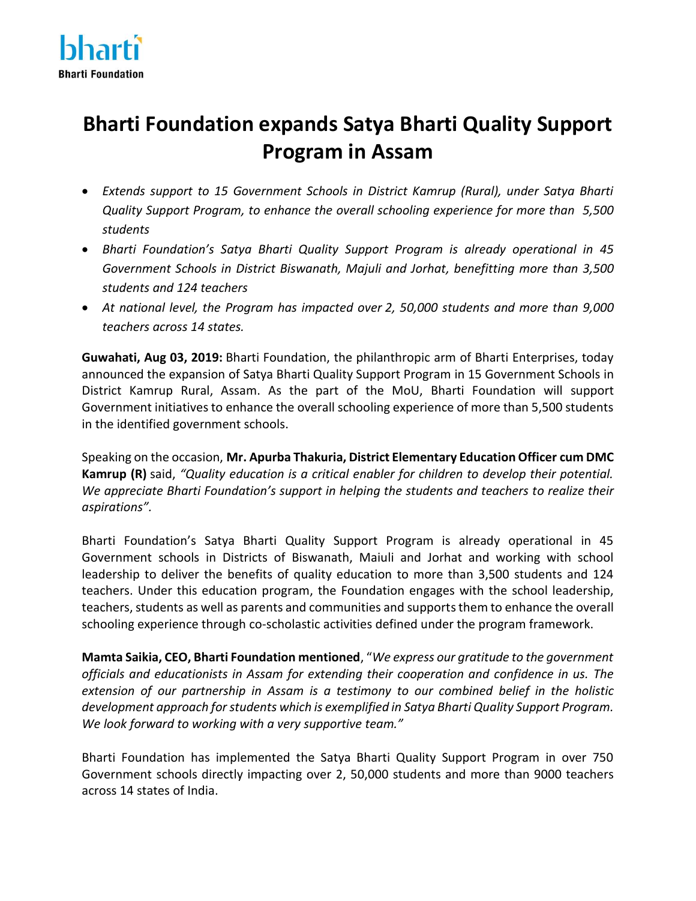bharti

**Bharti Foundation**

# Bharti Foundation expands Satya Bharti Quality Support Program in Assam

- *Extends support to 15 Government Schools in District Kamrup (Rural), under Satya Bharti Quality Support Program, to enhance the overall schooling experience for more than 5,500 students*
- *Bharti Foundation's Satya Bharti Quality Support Program is already operational in 45 Government Schools in District Biswanath, Majuli and Jorhat, benefitting more than 3,500 students and 124 teachers*
- *At national level, the Program has impacted over 2, 50,000 students and more than 9,000 teachers across 14 states.*

**Guwahati, Aug 03, 2019:** Bharti Foundation, the philanthropic arm of Bharti Enterprises, today announced the expansion of Satya Bharti Quality Support Program in 15 Government Schools in District Kamrup Rural, Assam. As the part of the MoU, Bharti Foundation will support Government initiatives to enhance the overall schooling experience of more than 5,500 students in the identified government schools.

Speaking on the occasion, **Mr. Apurba Thakuria, District Elementary Education Officer cum DMC Kamrup (R)** said, *"Quality education is a critical enabler for children to develop their potential. We appreciate Bharti Foundation's support in helping the students and teachers to realize their aspirations".*

Bharti Foundation's Satya Bharti Quality Support Program is already operational in 45 Government schools in Districts of Biswanath, Maiuli and Jorhat and working with school leadership to deliver the benefits of quality education to more than 3,500 students and 124 teachers. Under this education program, the Foundation engages with the school leadership, teachers, students as well as parents and communities and supports them to enhance the overall schooling experience through co-scholastic activities defined under the program framework.

**Mamta Saikia, CEO, Bharti Foundation mentioned**, "*We express our gratitude to the government officials and educationists in Assam for extending their cooperation and confidence in us. The extension of our partnership in Assam is a testimony to our combined belief in the holistic development approach for students which is exemplified in Satya Bharti Quality Support Program. We look forward to working with a very supportive team."*

Bharti Foundation has implemented the Satya Bharti Quality Support Program in over 750 Government schools directly impacting over 2, 50,000 students and more than 9000 teachers across 14 states of India.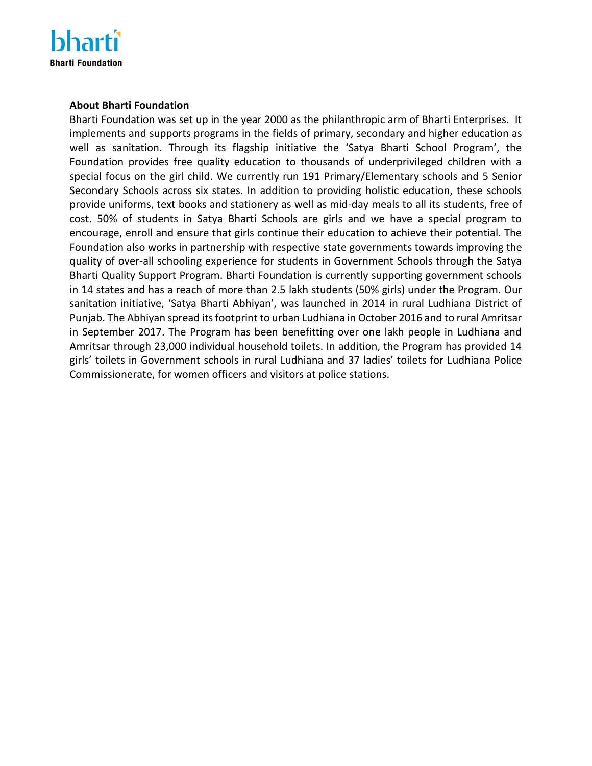**About Bharti Foundation**

Bharti Foundation was set up in the year 2000 as the philanthropic arm of Bharti Enterprises. It implements and supports programs in the fields of primary, secondary and higher education as well as sanitation. Through its flagship initiative the 'Satya Bharti School Program', the Foundation provides free quality education to thousands of underprivileged children with a special focus on the girl child. We currently run 191 Primary/Elementary schools and 5 Senior Secondary Schools across six states. In addition to providing holistic education, these schools provide uniforms, text books and stationery as well as mid-day meals to all its students, free of cost. 50% of students in Satya Bharti Schools are girls and we have a special program to encourage, enroll and ensure that girls continue their education to achieve their potential. The Foundation also works in partnership with respective state governments towards improving the quality of over-all schooling experience for students in Government Schools through the Satya Bharti Quality Support Program. Bharti Foundation is currently supporting government schools in 14 states and has a reach of more than 2.5 lakh students (50% girls) under the Program. Our sanitation initiative, 'Satya Bharti Abhiyan', was launched in 2014 in rural Ludhiana District of Punjab. The Abhiyan spread its footprint to urban Ludhiana in October 2016 and to rural Amritsar in September 2017. The Program has been benefitting over one lakh people in Ludhiana and Amritsar through 23,000 individual household toilets. In addition, the Program has provided 14 girls' toilets in Government schools in rural Ludhiana and 37 ladies' toilets for Ludhiana Police Commissionerate, for women officers and visitors at police stations.